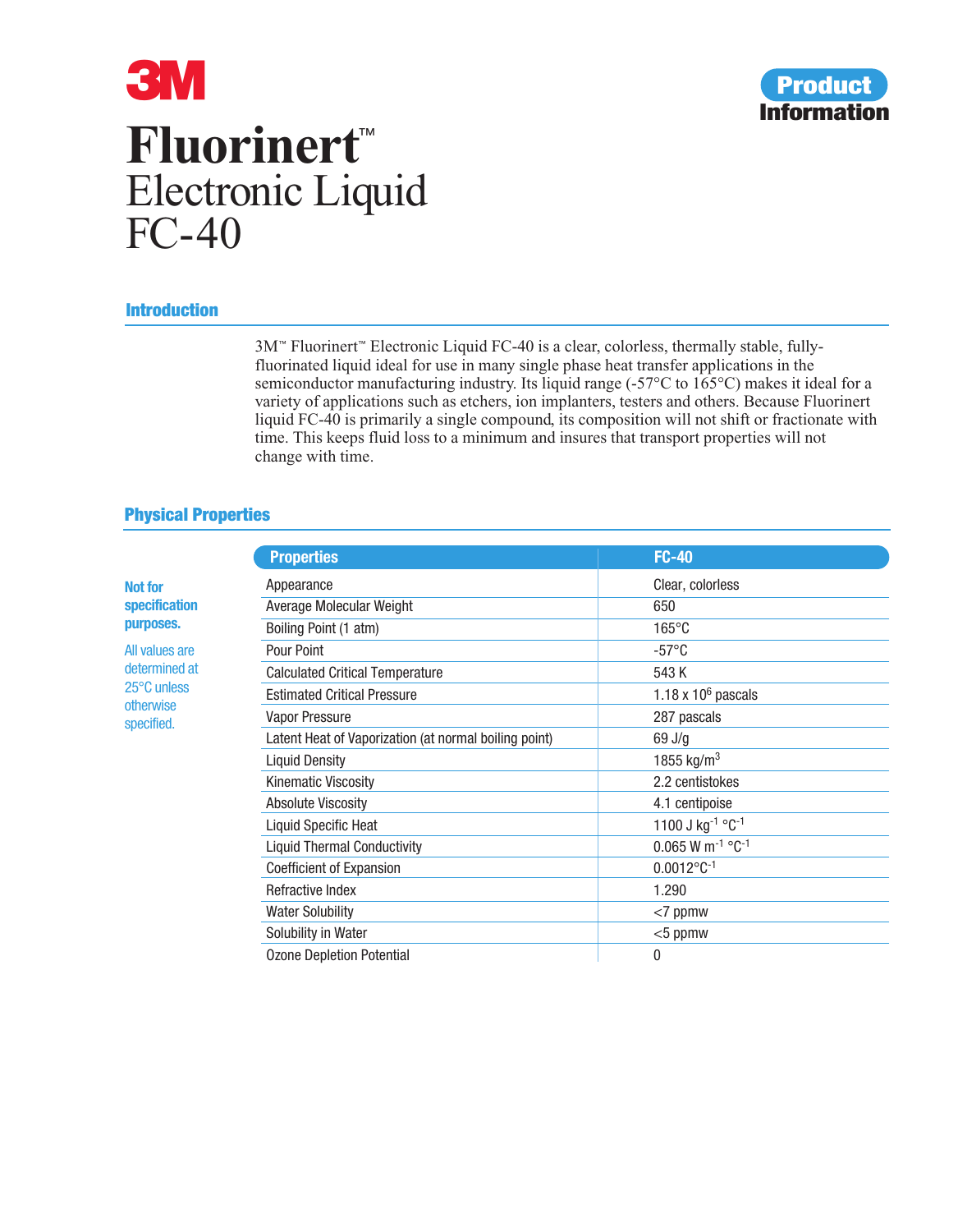3M

# Fluorinert™ Electronic Liquid FC-40

Product Information

## Introduction

3M™ Fluorinert™ Electronic Liquid FC-40 is a clear, colorless, thermally stable, fully-fluorinated liquid ideal for use in many single phase heat transfer applications in the semiconductor manufacturing industry. Its liquid range (-57°C to 165°C) makes it ideal for a variety of applications such as etchers, ion implanters, testers and others. Because Fluorinert liquid FC-40 is primarily a single compound, its composition will not shift or fractionate with time. This keeps fluid loss to a minimum and insures that transport properties will not change with time.

## Physical Properties

**Not for specification purposes.**

All values are determined at 25°C unless otherwise specified.

| Properties | FC-40 |
| --- | --- |
| Appearance | Clear, colorless |
| Average Molecular Weight | 650 |
| Boiling Point (1 atm) | 165°C |
| Pour Point | -57°C |
| Calculated Critical Temperature | 543 K |
| Estimated Critical Pressure | $1.18 \times 10^6$ pascals |
| Vapor Pressure | 287 pascals |
| Latent Heat of Vaporization (at normal boiling point) | 69 J/g |
| Liquid Density | 1855 $kg/m^3$ |
| Kinematic Viscosity | 2.2 centistokes |
| Absolute Viscosity | 4.1 centipoise |
| Liquid Specific Heat | 1100 $J\ kg^{-1}\ °C^{-1}$ |
| Liquid Thermal Conductivity | 0.065 $W\ m^{-1}\ °C^{-1}$ |
| Coefficient of Expansion | $0.0012°C^{-1}$ |
| Refractive Index | 1.290 |
| Water Solubility | <7 ppmw |
| Solubility in Water | <5 ppmw |
| Ozone Depletion Potential | 0 |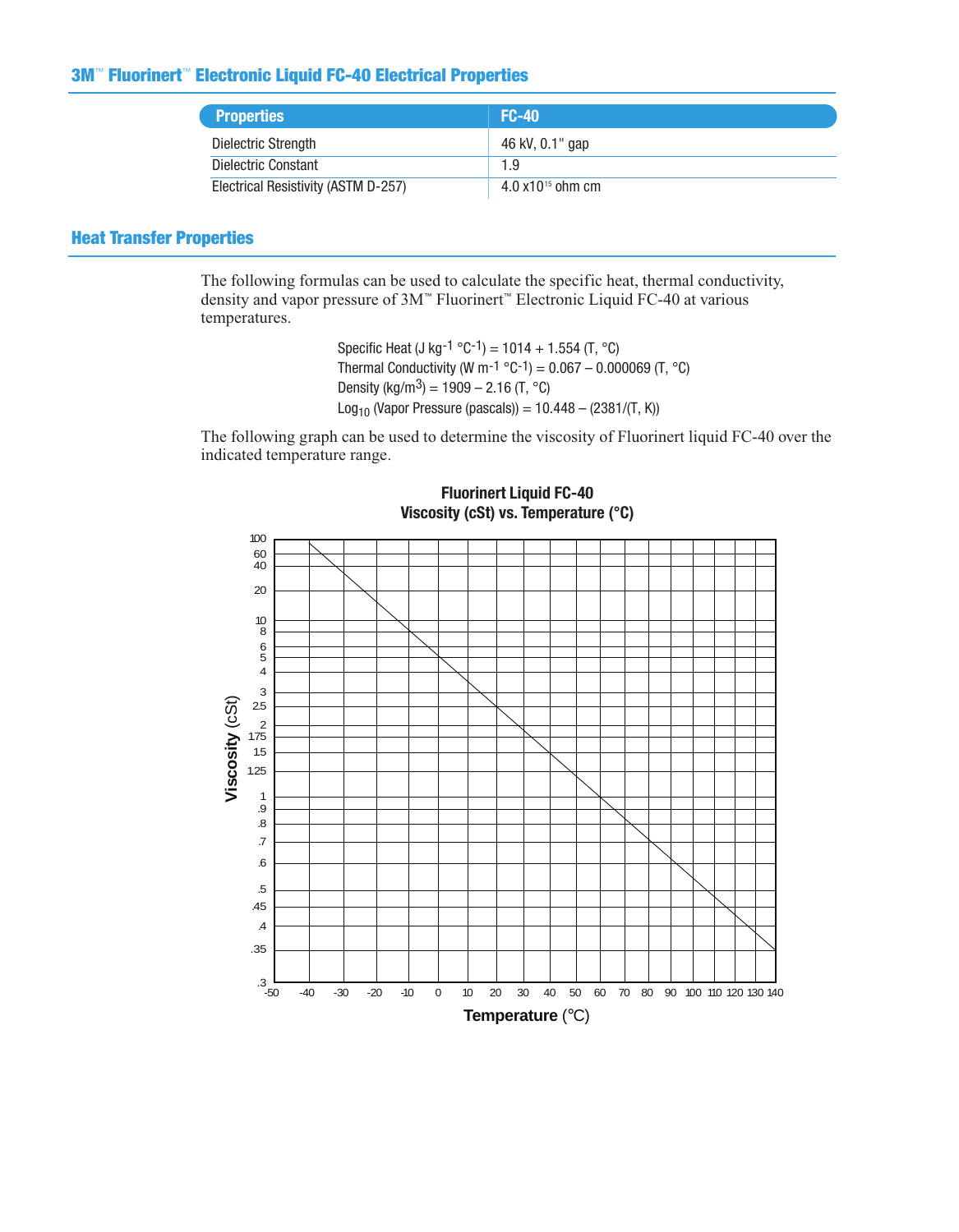## 3M™ Fluorinert™ Electronic Liquid FC-40 Electrical Properties

| Properties | FC-40 |
|---|---|
| Dielectric Strength | 46 kV, 0.1" gap |
| Dielectric Constant | 1.9 |
| Electrical Resistivity (ASTM D-257) | 4.0 x$10^{15}$ ohm cm |

## Heat Transfer Properties

The following formulas can be used to calculate the specific heat, thermal conductivity, density and vapor pressure of 3M™ Fluorinert™ Electronic Liquid FC-40 at various temperatures.

Specific Heat (J $kg^{-1}$ $°C^{-1}$) = 1014 + 1.554 (T, °C)
Thermal Conductivity (W $m^{-1}$ $°C^{-1}$) = 0.067 – 0.000069 (T, °C)
Density ($kg/m^3$) = 1909 – 2.16 (T, °C)
$Log_{10}$ (Vapor Pressure (pascals)) = 10.448 – (2381/(T, K))

The following graph can be used to determine the viscosity of Fluorinert liquid FC-40 over the indicated temperature range.

**Fluorinert Liquid FC-40**
**Viscosity (cSt) vs. Temperature (°C)**

Viscosity (cSt): 100, 60, 40, 20, 10, 8, 6, 5, 4, 3, 2.5, 2, 1.75, 1.5, 1.25, 1, .9, .8, .7, .6, .5, .45, .4, .35, .3

Temperature (°C): -50, -40, -30, -20, -10, 0, 10, 20, 30, 40, 50, 60, 70, 80, 90, 100, 110, 120, 130, 140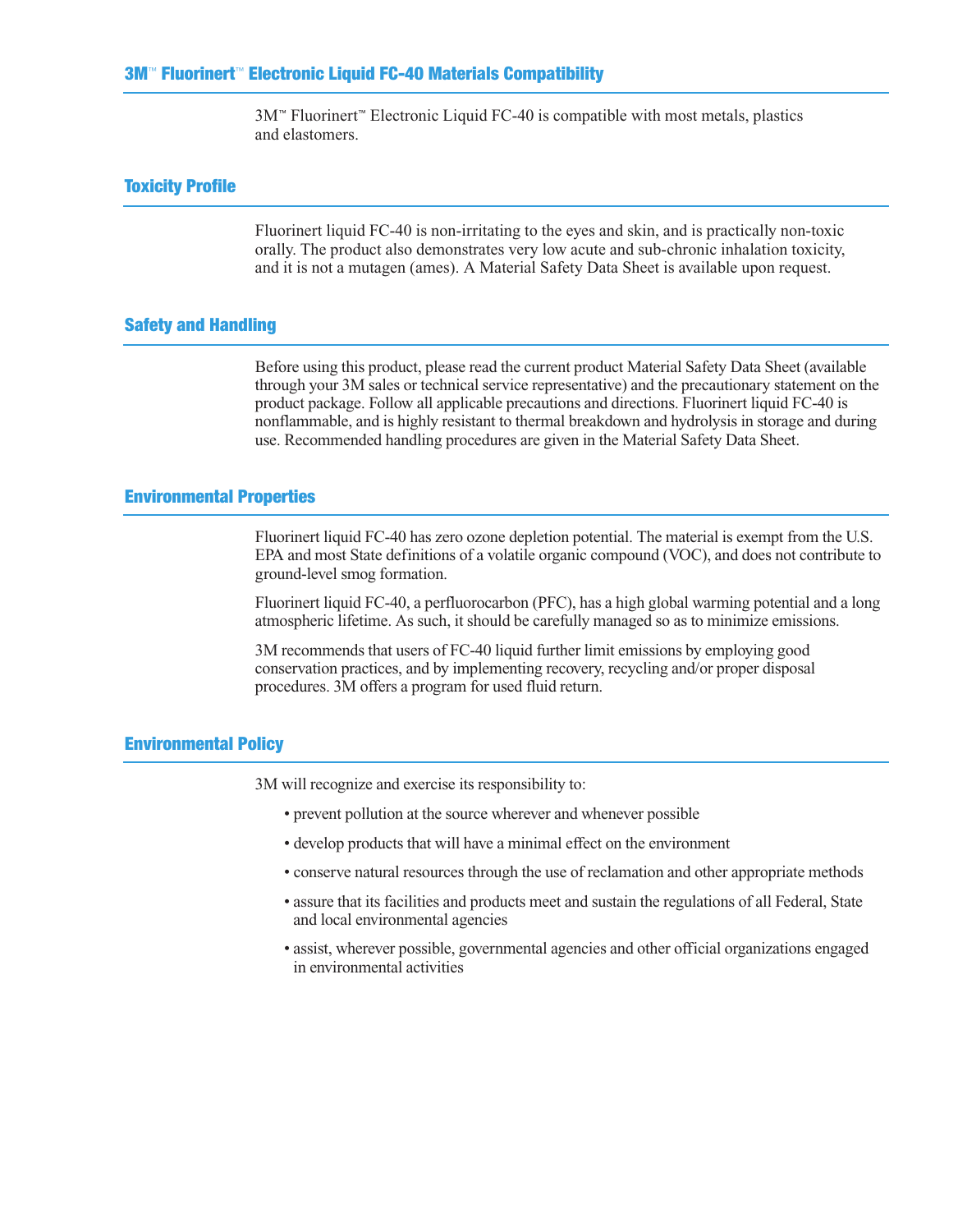## 3M™ Fluorinert™ Electronic Liquid FC-40 Materials Compatibility

3M™ Fluorinert™ Electronic Liquid FC-40 is compatible with most metals, plastics and elastomers.

## Toxicity Profile

Fluorinert liquid FC-40 is non-irritating to the eyes and skin, and is practically non-toxic orally. The product also demonstrates very low acute and sub-chronic inhalation toxicity, and it is not a mutagen (ames). A Material Safety Data Sheet is available upon request.

## Safety and Handling

Before using this product, please read the current product Material Safety Data Sheet (available through your 3M sales or technical service representative) and the precautionary statement on the product package. Follow all applicable precautions and directions. Fluorinert liquid FC-40 is nonflammable, and is highly resistant to thermal breakdown and hydrolysis in storage and during use. Recommended handling procedures are given in the Material Safety Data Sheet.

## Environmental Properties

Fluorinert liquid FC-40 has zero ozone depletion potential. The material is exempt from the U.S. EPA and most State definitions of a volatile organic compound (VOC), and does not contribute to ground-level smog formation.

Fluorinert liquid FC-40, a perfluorocarbon (PFC), has a high global warming potential and a long atmospheric lifetime. As such, it should be carefully managed so as to minimize emissions.

3M recommends that users of FC-40 liquid further limit emissions by employing good conservation practices, and by implementing recovery, recycling and/or proper disposal procedures. 3M offers a program for used fluid return.

## Environmental Policy

3M will recognize and exercise its responsibility to:

- prevent pollution at the source wherever and whenever possible
- develop products that will have a minimal effect on the environment
- conserve natural resources through the use of reclamation and other appropriate methods
- assure that its facilities and products meet and sustain the regulations of all Federal, State and local environmental agencies
- assist, wherever possible, governmental agencies and other official organizations engaged in environmental activities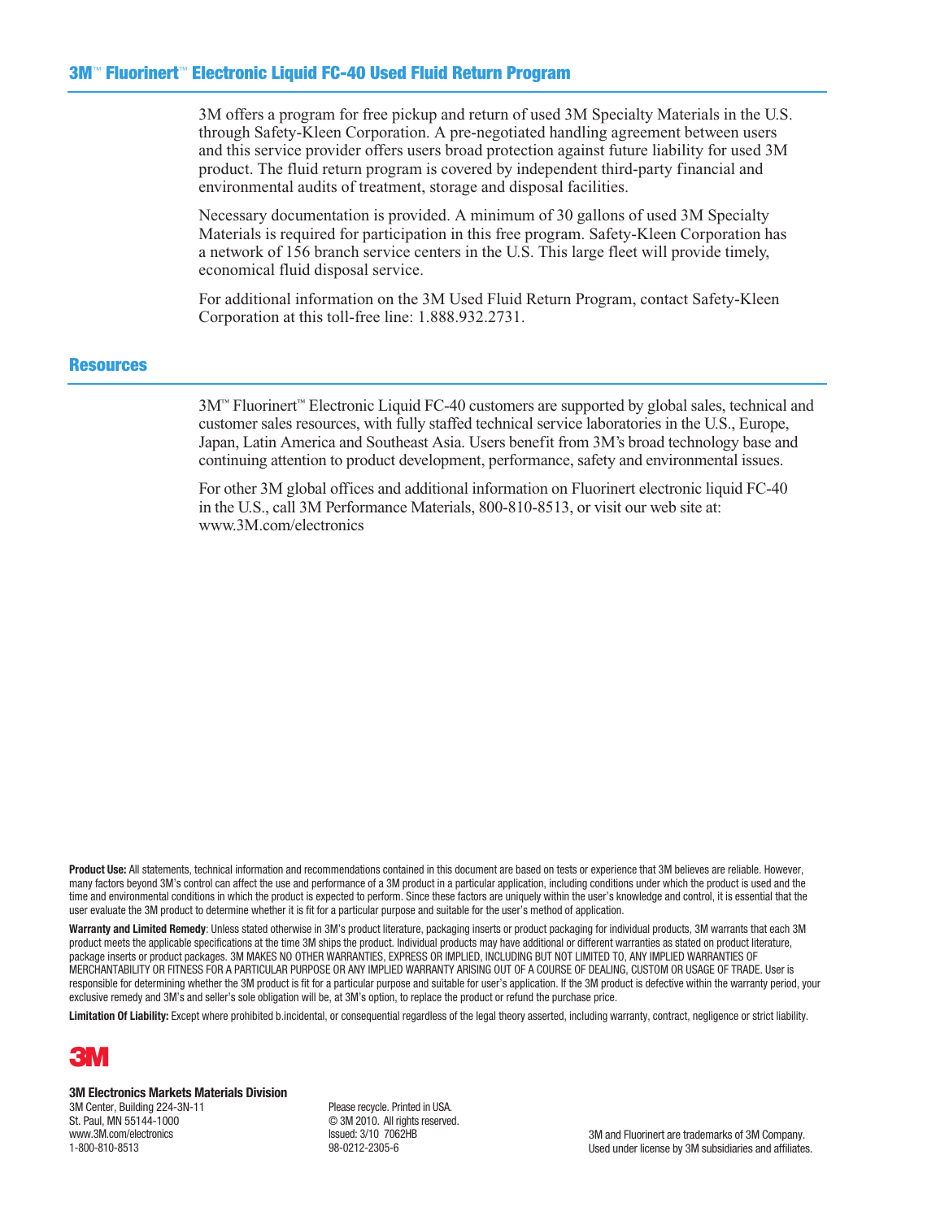## 3M™ Fluorinert™ Electronic Liquid FC-40 Used Fluid Return Program

3M offers a program for free pickup and return of used 3M Specialty Materials in the U.S. through Safety-Kleen Corporation. A pre-negotiated handling agreement between users and this service provider offers users broad protection against future liability for used 3M product. The fluid return program is covered by independent third-party financial and environmental audits of treatment, storage and disposal facilities.

Necessary documentation is provided. A minimum of 30 gallons of used 3M Specialty Materials is required for participation in this free program. Safety-Kleen Corporation has a network of 156 branch service centers in the U.S. This large fleet will provide timely, economical fluid disposal service.

For additional information on the 3M Used Fluid Return Program, contact Safety-Kleen Corporation at this toll-free line: 1.888.932.2731.

## Resources

3M™ Fluorinert™ Electronic Liquid FC-40 customers are supported by global sales, technical and customer sales resources, with fully staffed technical service laboratories in the U.S., Europe, Japan, Latin America and Southeast Asia. Users benefit from 3M's broad technology base and continuing attention to product development, performance, safety and environmental issues.

For other 3M global offices and additional information on Fluorinert electronic liquid FC-40 in the U.S., call 3M Performance Materials, 800-810-8513, or visit our web site at: www.3M.com/electronics

**Product Use:** All statements, technical information and recommendations contained in this document are based on tests or experience that 3M believes are reliable. However, many factors beyond 3M's control can affect the use and performance of a 3M product in a particular application, including conditions under which the product is used and the time and environmental conditions in which the product is expected to perform. Since these factors are uniquely within the user's knowledge and control, it is essential that the user evaluate the 3M product to determine whether it is fit for a particular purpose and suitable for the user's method of application.

**Warranty and Limited Remedy**: Unless stated otherwise in 3M's product literature, packaging inserts or product packaging for individual products, 3M warrants that each 3M product meets the applicable specifications at the time 3M ships the product. Individual products may have additional or different warranties as stated on product literature, package inserts or product packages. 3M MAKES NO OTHER WARRANTIES, EXPRESS OR IMPLIED, INCLUDING BUT NOT LIMITED TO, ANY IMPLIED WARRANTIES OF MERCHANTABILITY OR FITNESS FOR A PARTICULAR PURPOSE OR ANY IMPLIED WARRANTY ARISING OUT OF A COURSE OF DEALING, CUSTOM OR USAGE OF TRADE. User is responsible for determining whether the 3M product is fit for a particular purpose and suitable for user's application. If the 3M product is defective within the warranty period, your exclusive remedy and 3M's and seller's sole obligation will be, at 3M's option, to replace the product or refund the purchase price.

**Limitation Of Liability:** Except where prohibited b.incidental, or consequential regardless of the legal theory asserted, including warranty, contract, negligence or strict liability.

3M

**3M Electronics Markets Materials Division**
3M Center, Building 224-3N-11
St. Paul, MN 55144-1000
www.3M.com/electronics
1-800-810-8513

Please recycle. Printed in USA.
© 3M 2010. All rights reserved.
Issued: 3/10 7062HB
98-0212-2305-6

3M and Fluorinert are trademarks of 3M Company.
Used under license by 3M subsidiaries and affiliates.